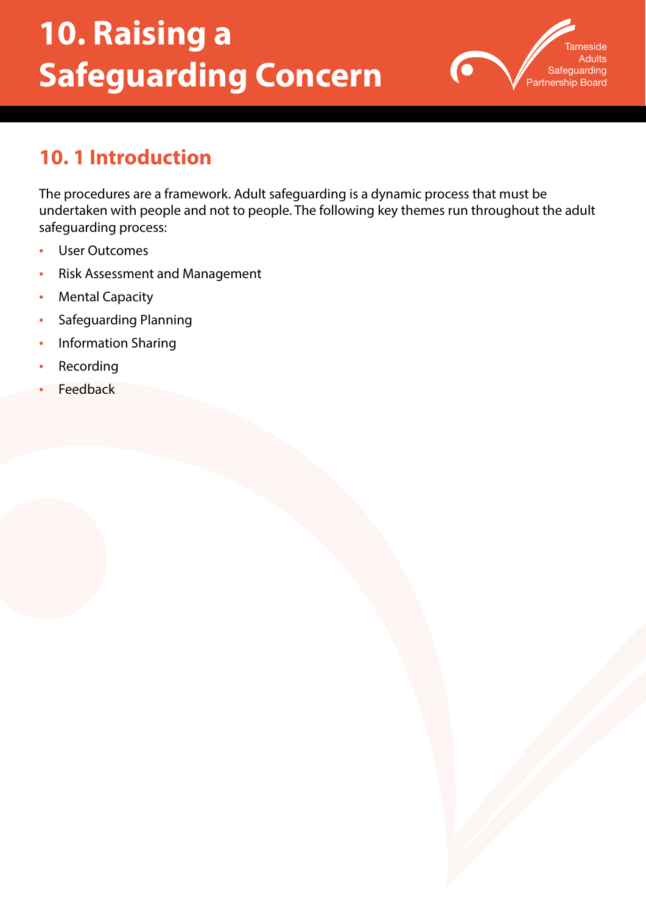# 10. Raising a Safeguarding Concern

## 10. 1 Introduction

The procedures are a framework. Adult safeguarding is a dynamic process that must be undertaken with people and not to people. The following key themes run throughout the adult safeguarding process:

- User Outcomes
- Risk Assessment and Management
- Mental Capacity
- Safeguarding Planning
- Information Sharing
- Recording
- Feedback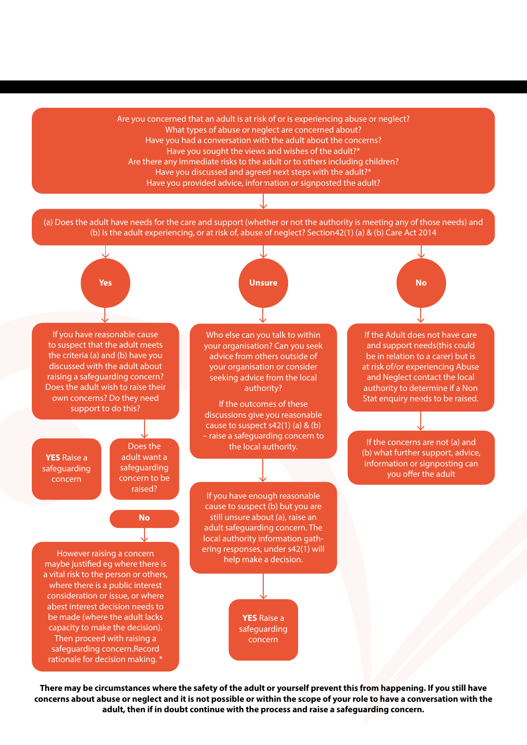Are you concerned that an adult is at risk of or is experiencing abuse or neglect?
What types of abuse or neglect are concerned about?
Have you had a conversation with the adult about the concerns?
Have you sought the views and wishes of the adult?*
Are there any immediate risks to the adult or to others including children?
Have you discussed and agreed next steps with the adult?*
Have you provided advice, information or signposted the adult?

(a) Does the adult have needs for the care and support (whether or not the authority is meeting any of those needs) and (b) Is the adult experiencing, or at risk of, abuse of neglect? Section42(1) (a) & (b) Care Act 2014

**Yes**

If you have reasonable cause to suspect that the adult meets the criteria (a) and (b) have you discussed with the adult about raising a safeguarding concern? Does the adult wish to raise their own concerns? Do they need support to do this?

Does the adult want a safeguarding concern to be raised?

**YES** Raise a safeguarding concern

**No**

However raising a concern maybe justified eg where there is a vital risk to the person or others, where there is a public interest consideration or issue, or where abest interest decision needs to be made (where the adult lacks capacity to make the decision). Then proceed with raising a safeguarding concern.Record rationale for decision making. *

**Unsure**

Who else can you talk to within your organisation? Can you seek advice from others outside of your organisation or consider seeking advice from the local authority?

If the outcomes of these discussions give you reasonable cause to suspect s42(1) (a) & (b) – raise a safeguarding concern to the local authority.

If you have enough reasonable cause to suspect (b) but you are still unsure about (a), raise an adult safeguarding concern. The local authority information gathering responses, under s42(1) will help make a decision.

**YES** Raise a safeguarding concern

**No**

If the Adult does not have care and support needs(this could be in relation to a carer) but is at risk of/or experiencing Abuse and Neglect contact the local authority to determine if a Non Stat enquiry needs to be raised.

If the concerns are not (a) and (b) what further support, advice, information or signposting can you offer the adult

**There may be circumstances where the safety of the adult or yourself prevent this from happening. If you still have concerns about abuse or neglect and it is not possible or within the scope of your role to have a conversation with the adult, then if in doubt continue with the process and raise a safeguarding concern.**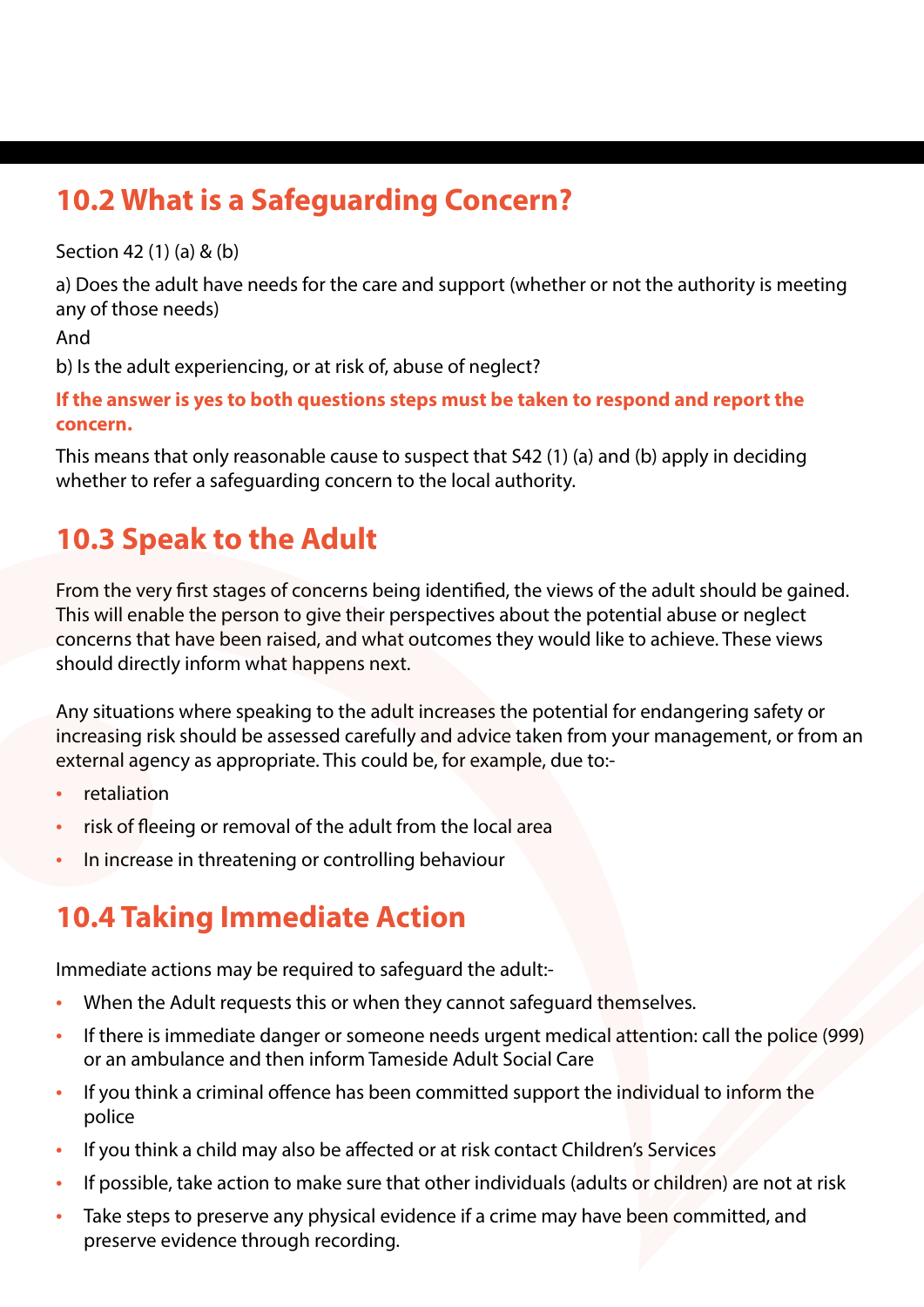## 10.2 What is a Safeguarding Concern?

Section 42 (1) (a) & (b)

a) Does the adult have needs for the care and support (whether or not the authority is meeting any of those needs)

And

b) Is the adult experiencing, or at risk of, abuse of neglect?

**If the answer is yes to both questions steps must be taken to respond and report the concern.**

This means that only reasonable cause to suspect that S42 (1) (a) and (b) apply in deciding whether to refer a safeguarding concern to the local authority.

## 10.3 Speak to the Adult

From the very first stages of concerns being identified, the views of the adult should be gained. This will enable the person to give their perspectives about the potential abuse or neglect concerns that have been raised, and what outcomes they would like to achieve. These views should directly inform what happens next.

Any situations where speaking to the adult increases the potential for endangering safety or increasing risk should be assessed carefully and advice taken from your management, or from an external agency as appropriate. This could be, for example, due to:-

- retaliation
- risk of fleeing or removal of the adult from the local area
- In increase in threatening or controlling behaviour

## 10.4 Taking Immediate Action

Immediate actions may be required to safeguard the adult:-

- When the Adult requests this or when they cannot safeguard themselves.
- If there is immediate danger or someone needs urgent medical attention: call the police (999) or an ambulance and then inform Tameside Adult Social Care
- If you think a criminal offence has been committed support the individual to inform the police
- If you think a child may also be affected or at risk contact Children's Services
- If possible, take action to make sure that other individuals (adults or children) are not at risk
- Take steps to preserve any physical evidence if a crime may have been committed, and preserve evidence through recording.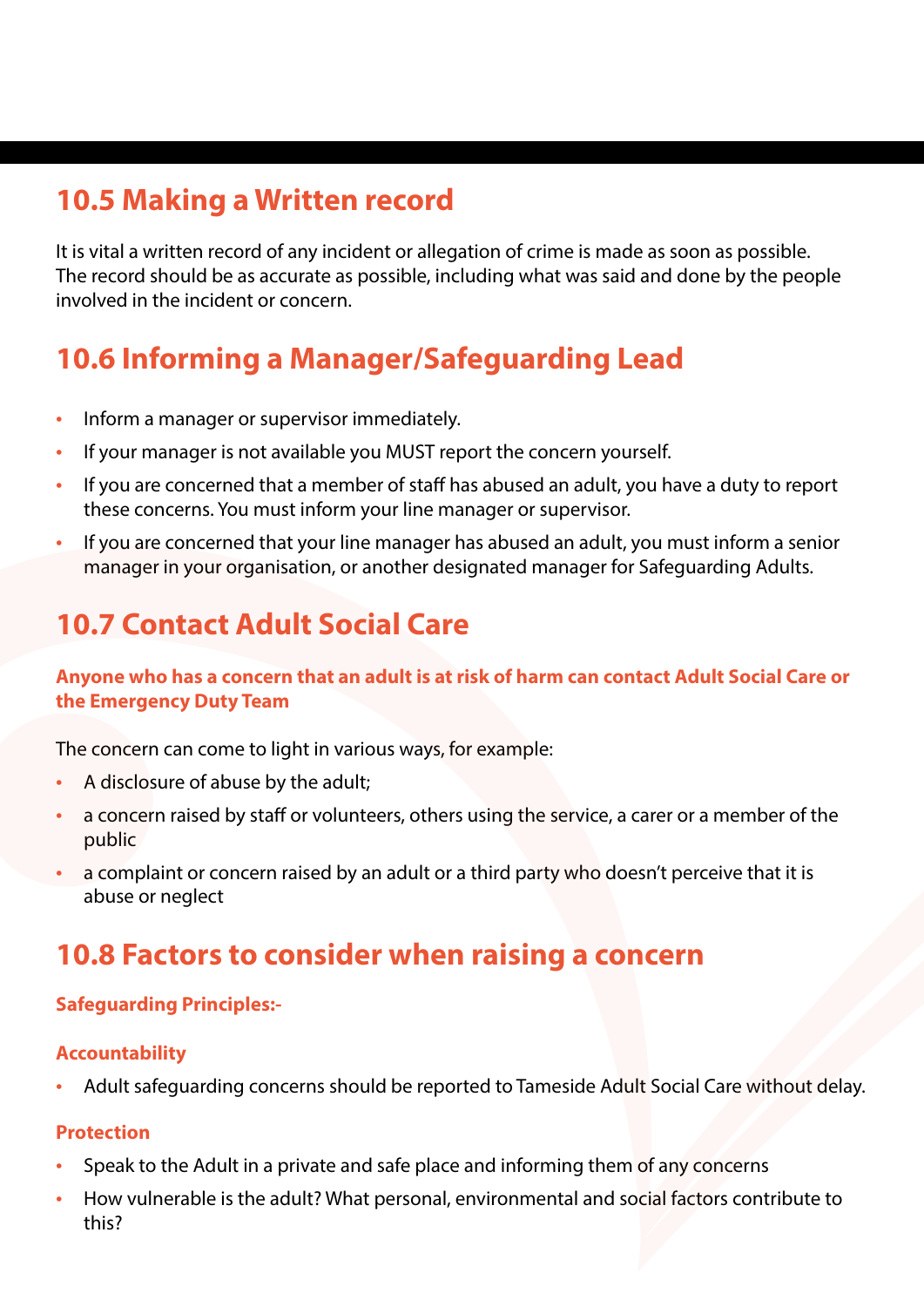## 10.5 Making a Written record

It is vital a written record of any incident or allegation of crime is made as soon as possible. The record should be as accurate as possible, including what was said and done by the people involved in the incident or concern.

## 10.6 Informing a Manager/Safeguarding Lead

- Inform a manager or supervisor immediately.
- If your manager is not available you MUST report the concern yourself.
- If you are concerned that a member of staff has abused an adult, you have a duty to report these concerns. You must inform your line manager or supervisor.
- If you are concerned that your line manager has abused an adult, you must inform a senior manager in your organisation, or another designated manager for Safeguarding Adults.

## 10.7 Contact Adult Social Care

**Anyone who has a concern that an adult is at risk of harm can contact Adult Social Care or the Emergency Duty Team**

The concern can come to light in various ways, for example:

- A disclosure of abuse by the adult;
- a concern raised by staff or volunteers, others using the service, a carer or a member of the public
- a complaint or concern raised by an adult or a third party who doesn't perceive that it is abuse or neglect

## 10.8 Factors to consider when raising a concern

**Safeguarding Principles:-**

**Accountability**

- Adult safeguarding concerns should be reported to Tameside Adult Social Care without delay.

**Protection**

- Speak to the Adult in a private and safe place and informing them of any concerns
- How vulnerable is the adult? What personal, environmental and social factors contribute to this?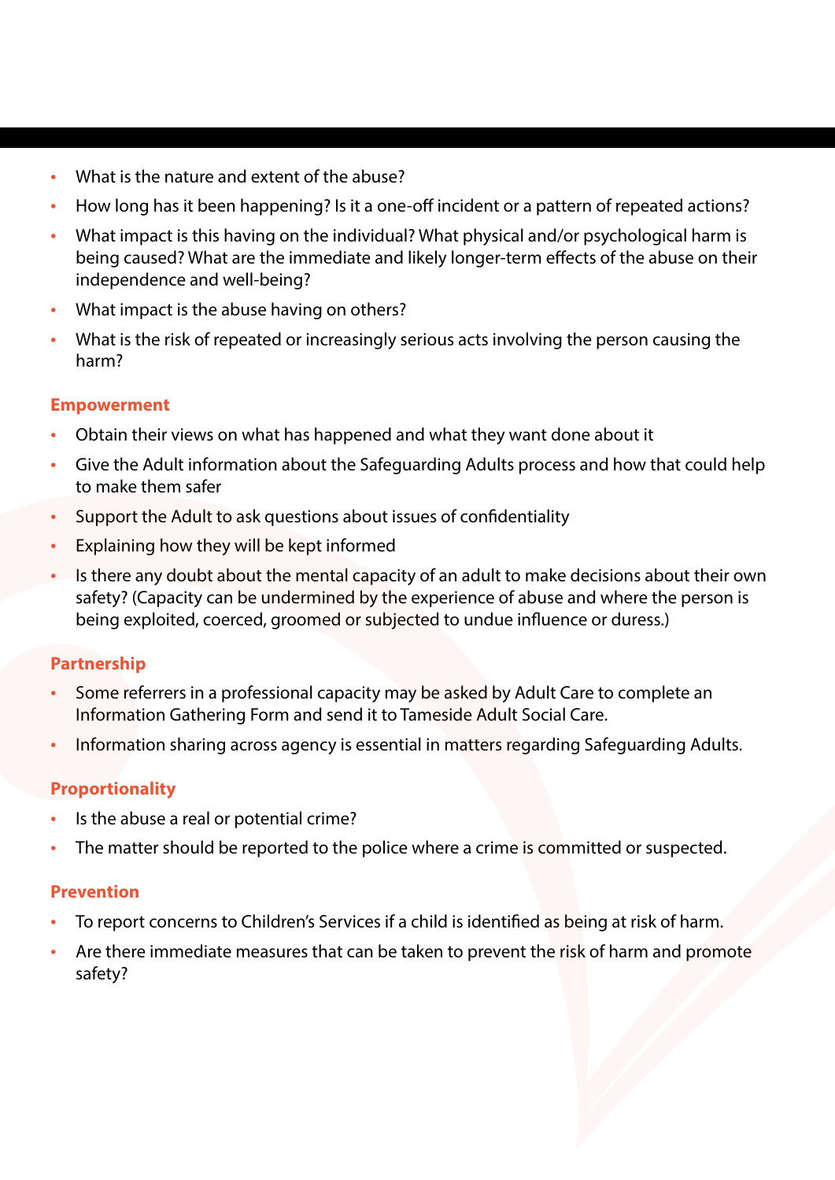- What is the nature and extent of the abuse?
- How long has it been happening? Is it a one-off incident or a pattern of repeated actions?
- What impact is this having on the individual? What physical and/or psychological harm is being caused? What are the immediate and likely longer-term effects of the abuse on their independence and well-being?
- What impact is the abuse having on others?
- What is the risk of repeated or increasingly serious acts involving the person causing the harm?

### Empowerment

- Obtain their views on what has happened and what they want done about it
- Give the Adult information about the Safeguarding Adults process and how that could help to make them safer
- Support the Adult to ask questions about issues of confidentiality
- Explaining how they will be kept informed
- Is there any doubt about the mental capacity of an adult to make decisions about their own safety? (Capacity can be undermined by the experience of abuse and where the person is being exploited, coerced, groomed or subjected to undue influence or duress.)

### Partnership

- Some referrers in a professional capacity may be asked by Adult Care to complete an Information Gathering Form and send it to Tameside Adult Social Care.
- Information sharing across agency is essential in matters regarding Safeguarding Adults.

### Proportionality

- Is the abuse a real or potential crime?
- The matter should be reported to the police where a crime is committed or suspected.

### Prevention

- To report concerns to Children's Services if a child is identified as being at risk of harm.
- Are there immediate measures that can be taken to prevent the risk of harm and promote safety?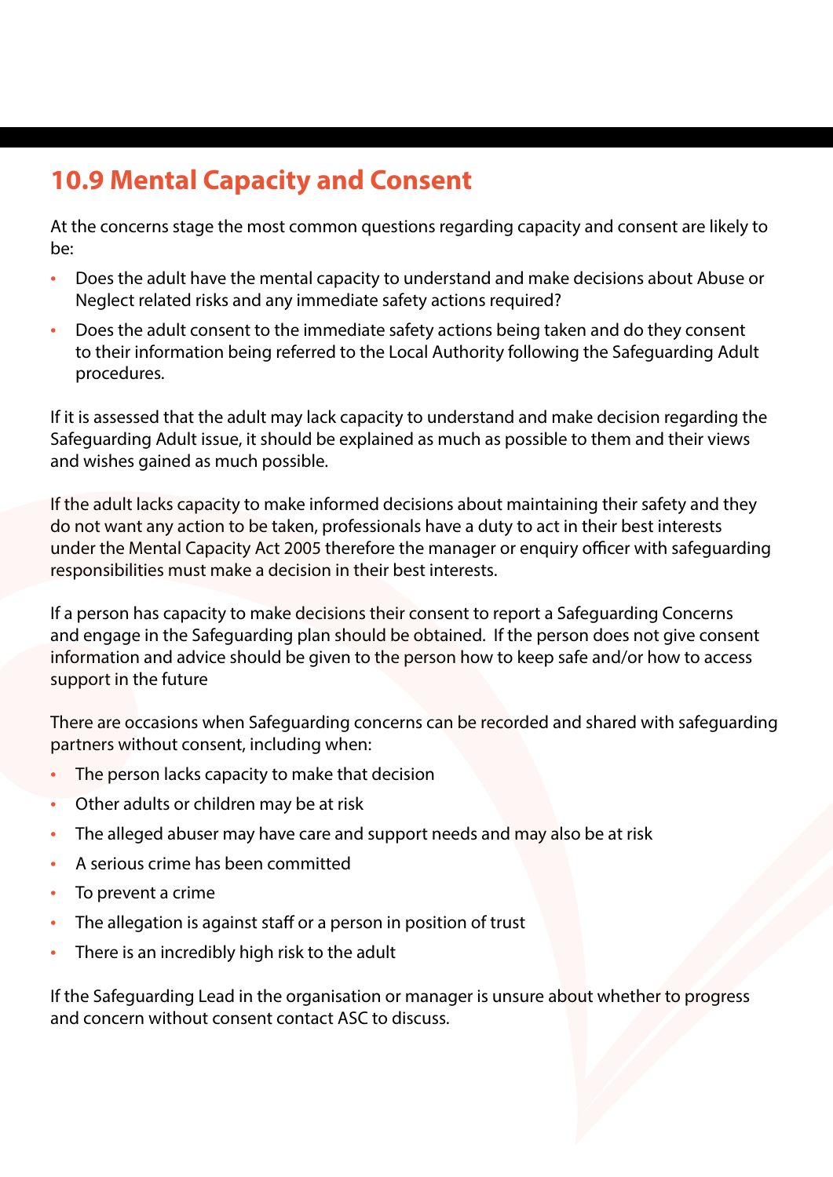## 10.9 Mental Capacity and Consent

At the concerns stage the most common questions regarding capacity and consent are likely to be:

- Does the adult have the mental capacity to understand and make decisions about Abuse or Neglect related risks and any immediate safety actions required?
- Does the adult consent to the immediate safety actions being taken and do they consent to their information being referred to the Local Authority following the Safeguarding Adult procedures.

If it is assessed that the adult may lack capacity to understand and make decision regarding the Safeguarding Adult issue, it should be explained as much as possible to them and their views and wishes gained as much possible.

If the adult lacks capacity to make informed decisions about maintaining their safety and they do not want any action to be taken, professionals have a duty to act in their best interests under the Mental Capacity Act 2005 therefore the manager or enquiry officer with safeguarding responsibilities must make a decision in their best interests.

If a person has capacity to make decisions their consent to report a Safeguarding Concerns and engage in the Safeguarding plan should be obtained. If the person does not give consent information and advice should be given to the person how to keep safe and/or how to access support in the future

There are occasions when Safeguarding concerns can be recorded and shared with safeguarding partners without consent, including when:

- The person lacks capacity to make that decision
- Other adults or children may be at risk
- The alleged abuser may have care and support needs and may also be at risk
- A serious crime has been committed
- To prevent a crime
- The allegation is against staff or a person in position of trust
- There is an incredibly high risk to the adult

If the Safeguarding Lead in the organisation or manager is unsure about whether to progress and concern without consent contact ASC to discuss.